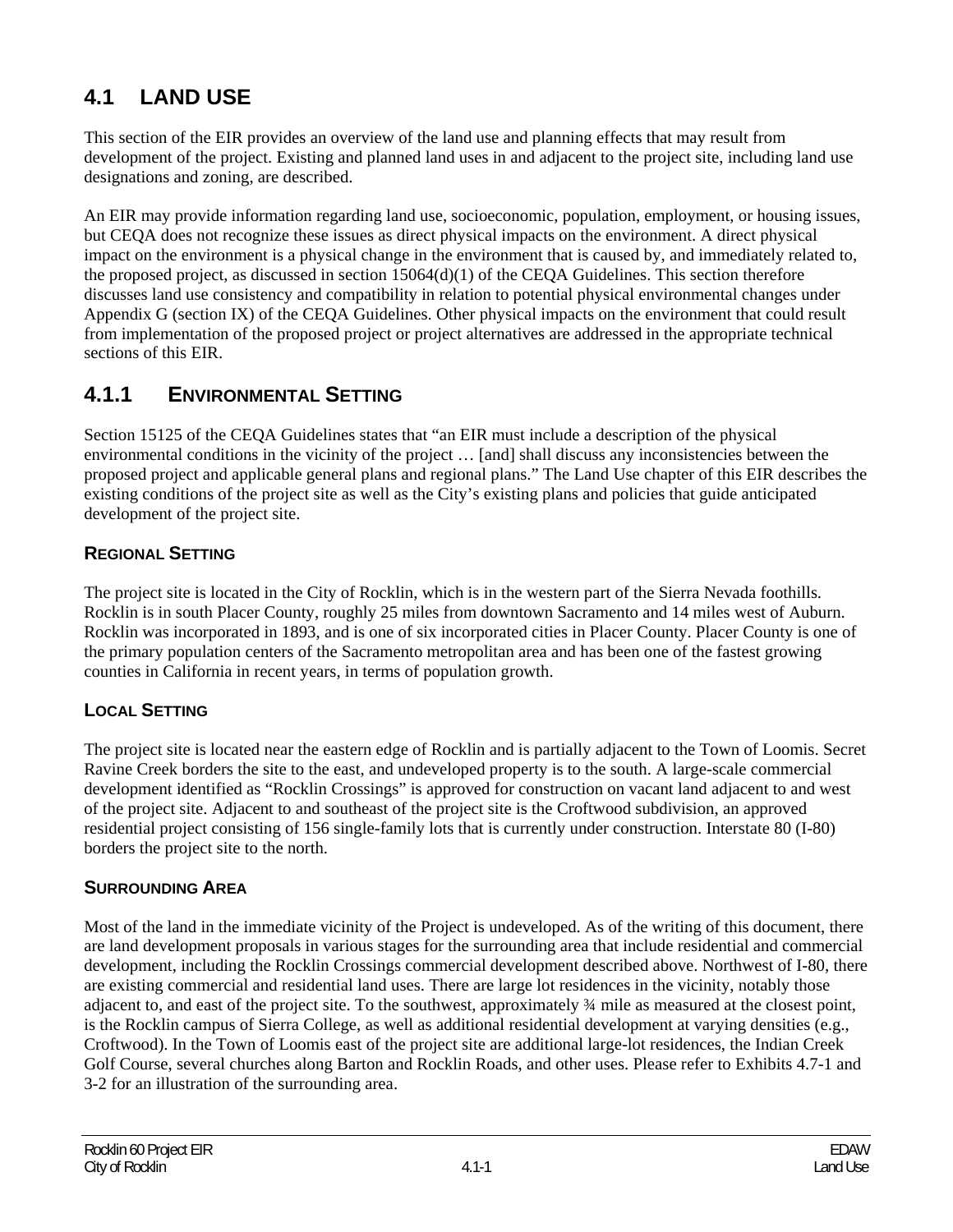# 4.1 LAND USE

This section of the EIR provides an overview of the land use and planning effects that may result from development of the project. Existing and planned land uses in and adjacent to the project site, including land use designations and zoning, are described.

An EIR may provide information regarding land use, socioeconomic, population, employment, or housing issues, but CEQA does not recognize these issues as direct physical impacts on the environment. A direct physical impact on the environment is a physical change in the environment that is caused by, and immediately related to, the proposed project, as discussed in section 15064(d)(1) of the CEQA Guidelines. This section therefore discusses land use consistency and compatibility in relation to potential physical environmental changes under Appendix G (section IX) of the CEQA Guidelines. Other physical impacts on the environment that could result from implementation of the proposed project or project alternatives are addressed in the appropriate technical sections of this EIR.

## 4.1.1 ENVIRONMENTAL SETTING

Section 15125 of the CEQA Guidelines states that "an EIR must include a description of the physical environmental conditions in the vicinity of the project … [and] shall discuss any inconsistencies between the proposed project and applicable general plans and regional plans." The Land Use chapter of this EIR describes the existing conditions of the project site as well as the City's existing plans and policies that guide anticipated development of the project site.

### REGIONAL SETTING

The project site is located in the City of Rocklin, which is in the western part of the Sierra Nevada foothills. Rocklin is in south Placer County, roughly 25 miles from downtown Sacramento and 14 miles west of Auburn. Rocklin was incorporated in 1893, and is one of six incorporated cities in Placer County. Placer County is one of the primary population centers of the Sacramento metropolitan area and has been one of the fastest growing counties in California in recent years, in terms of population growth.

### LOCAL SETTING

The project site is located near the eastern edge of Rocklin and is partially adjacent to the Town of Loomis. Secret Ravine Creek borders the site to the east, and undeveloped property is to the south. A large-scale commercial development identified as "Rocklin Crossings" is approved for construction on vacant land adjacent to and west of the project site. Adjacent to and southeast of the project site is the Croftwood subdivision, an approved residential project consisting of 156 single-family lots that is currently under construction. Interstate 80 (I-80) borders the project site to the north.

### SURROUNDING AREA

Most of the land in the immediate vicinity of the Project is undeveloped. As of the writing of this document, there are land development proposals in various stages for the surrounding area that include residential and commercial development, including the Rocklin Crossings commercial development described above. Northwest of I-80, there are existing commercial and residential land uses. There are large lot residences in the vicinity, notably those adjacent to, and east of the project site. To the southwest, approximately ¾ mile as measured at the closest point, is the Rocklin campus of Sierra College, as well as additional residential development at varying densities (e.g., Croftwood). In the Town of Loomis east of the project site are additional large-lot residences, the Indian Creek Golf Course, several churches along Barton and Rocklin Roads, and other uses. Please refer to Exhibits 4.7-1 and 3-2 for an illustration of the surrounding area.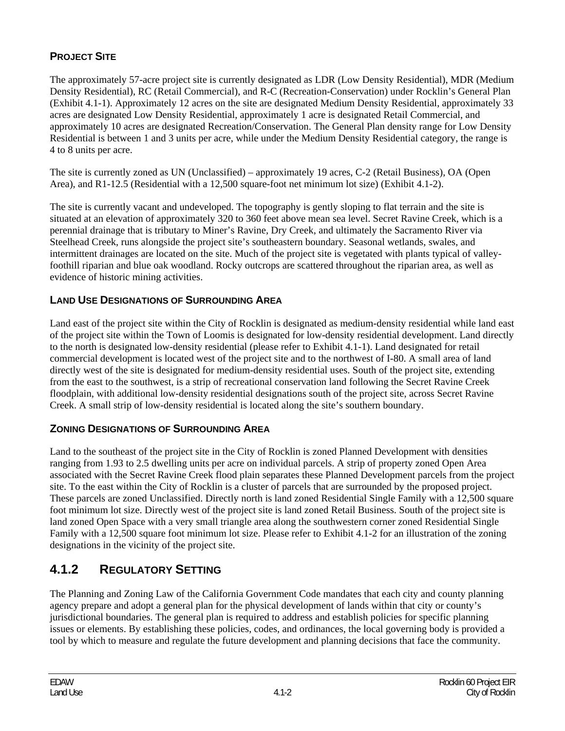### PROJECT SITE

The approximately 57-acre project site is currently designated as LDR (Low Density Residential), MDR (Medium Density Residential), RC (Retail Commercial), and R-C (Recreation-Conservation) under Rocklin's General Plan (Exhibit 4.1-1). Approximately 12 acres on the site are designated Medium Density Residential, approximately 33 acres are designated Low Density Residential, approximately 1 acre is designated Retail Commercial, and approximately 10 acres are designated Recreation/Conservation. The General Plan density range for Low Density Residential is between 1 and 3 units per acre, while under the Medium Density Residential category, the range is 4 to 8 units per acre.

The site is currently zoned as UN (Unclassified) – approximately 19 acres, C-2 (Retail Business), OA (Open Area), and R1-12.5 (Residential with a 12,500 square-foot net minimum lot size) (Exhibit 4.1-2).

The site is currently vacant and undeveloped. The topography is gently sloping to flat terrain and the site is situated at an elevation of approximately 320 to 360 feet above mean sea level. Secret Ravine Creek, which is a perennial drainage that is tributary to Miner's Ravine, Dry Creek, and ultimately the Sacramento River via Steelhead Creek, runs alongside the project site's southeastern boundary. Seasonal wetlands, swales, and intermittent drainages are located on the site. Much of the project site is vegetated with plants typical of valley-foothill riparian and blue oak woodland. Rocky outcrops are scattered throughout the riparian area, as well as evidence of historic mining activities.

### LAND USE DESIGNATIONS OF SURROUNDING AREA

Land east of the project site within the City of Rocklin is designated as medium-density residential while land east of the project site within the Town of Loomis is designated for low-density residential development. Land directly to the north is designated low-density residential (please refer to Exhibit 4.1-1). Land designated for retail commercial development is located west of the project site and to the northwest of I-80. A small area of land directly west of the site is designated for medium-density residential uses. South of the project site, extending from the east to the southwest, is a strip of recreational conservation land following the Secret Ravine Creek floodplain, with additional low-density residential designations south of the project site, across Secret Ravine Creek. A small strip of low-density residential is located along the site's southern boundary.

### ZONING DESIGNATIONS OF SURROUNDING AREA

Land to the southeast of the project site in the City of Rocklin is zoned Planned Development with densities ranging from 1.93 to 2.5 dwelling units per acre on individual parcels. A strip of property zoned Open Area associated with the Secret Ravine Creek flood plain separates these Planned Development parcels from the project site. To the east within the City of Rocklin is a cluster of parcels that are surrounded by the proposed project. These parcels are zoned Unclassified. Directly north is land zoned Residential Single Family with a 12,500 square foot minimum lot size. Directly west of the project site is land zoned Retail Business. South of the project site is land zoned Open Space with a very small triangle area along the southwestern corner zoned Residential Single Family with a 12,500 square foot minimum lot size. Please refer to Exhibit 4.1-2 for an illustration of the zoning designations in the vicinity of the project site.

## 4.1.2 REGULATORY SETTING

The Planning and Zoning Law of the California Government Code mandates that each city and county planning agency prepare and adopt a general plan for the physical development of lands within that city or county's jurisdictional boundaries. The general plan is required to address and establish policies for specific planning issues or elements. By establishing these policies, codes, and ordinances, the local governing body is provided a tool by which to measure and regulate the future development and planning decisions that face the community.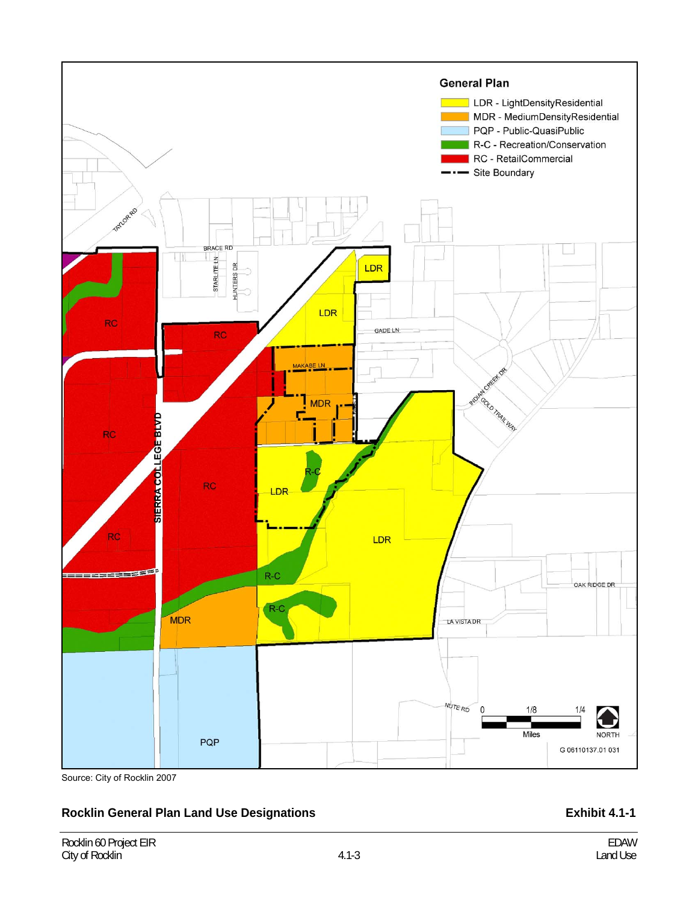Source: City of Rocklin 2007

**Rocklin General Plan Land Use Designations** **Exhibit 4.1-1**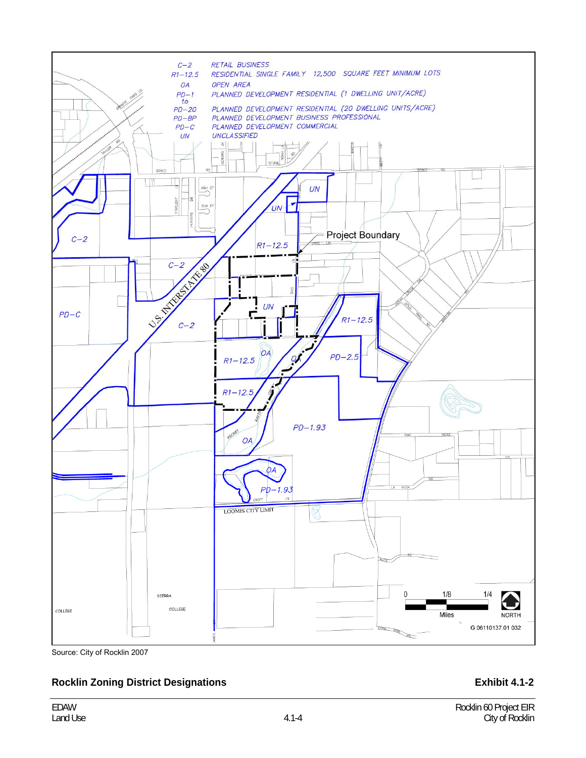| | |
|---|---|
| C–2 | RETAIL BUSINESS |
| R1–12.5 | RESIDENTIAL SINGLE FAMILY 12,500 SQUARE FEET MINIMUM LOTS |
| OA | OPEN AREA |
| PD–1 | PLANNED DEVELOPMENT RESIDENTIAL (1 DWELLING UNIT/ACRE) |
| to | |
| PD–20 | PLANNED DEVELOPMENT RESIDENTIAL (20 DWELLING UNITS/ACRE) |
| PD–BP | PLANNED DEVELOPMENT BUSINESS PROFESSIONAL |
| PD–C | PLANNED DEVELOPMENT COMMERCIAL |
| UN | UNCLASSIFIED |

Source: City of Rocklin 2007

**Rocklin Zoning District Designations** **Exhibit 4.1-2**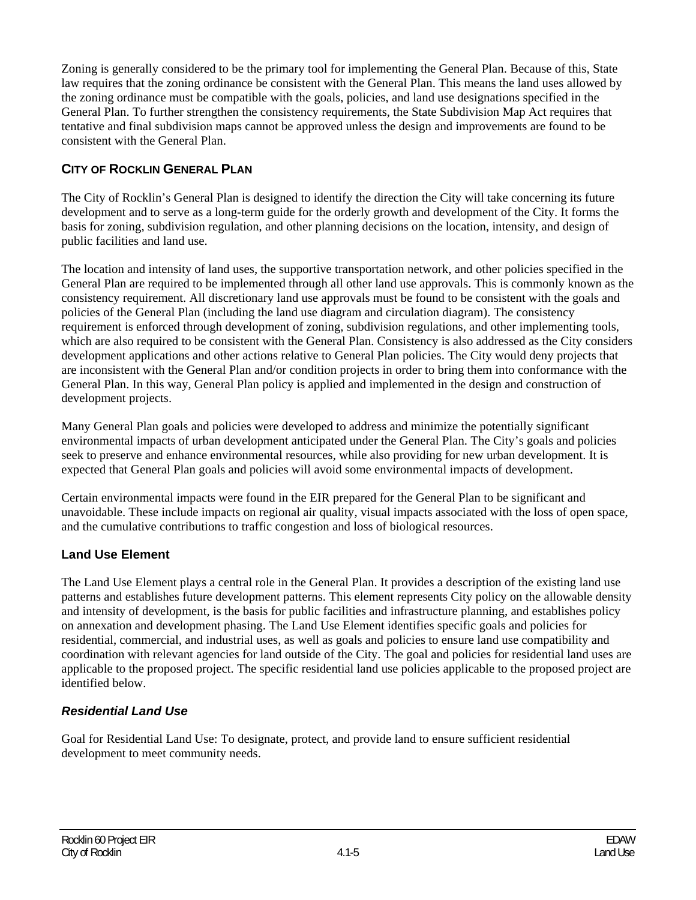Zoning is generally considered to be the primary tool for implementing the General Plan. Because of this, State law requires that the zoning ordinance be consistent with the General Plan. This means the land uses allowed by the zoning ordinance must be compatible with the goals, policies, and land use designations specified in the General Plan. To further strengthen the consistency requirements, the State Subdivision Map Act requires that tentative and final subdivision maps cannot be approved unless the design and improvements are found to be consistent with the General Plan.

## CITY OF ROCKLIN GENERAL PLAN

The City of Rocklin's General Plan is designed to identify the direction the City will take concerning its future development and to serve as a long-term guide for the orderly growth and development of the City. It forms the basis for zoning, subdivision regulation, and other planning decisions on the location, intensity, and design of public facilities and land use.

The location and intensity of land uses, the supportive transportation network, and other policies specified in the General Plan are required to be implemented through all other land use approvals. This is commonly known as the consistency requirement. All discretionary land use approvals must be found to be consistent with the goals and policies of the General Plan (including the land use diagram and circulation diagram). The consistency requirement is enforced through development of zoning, subdivision regulations, and other implementing tools, which are also required to be consistent with the General Plan. Consistency is also addressed as the City considers development applications and other actions relative to General Plan policies. The City would deny projects that are inconsistent with the General Plan and/or condition projects in order to bring them into conformance with the General Plan. In this way, General Plan policy is applied and implemented in the design and construction of development projects.

Many General Plan goals and policies were developed to address and minimize the potentially significant environmental impacts of urban development anticipated under the General Plan. The City's goals and policies seek to preserve and enhance environmental resources, while also providing for new urban development. It is expected that General Plan goals and policies will avoid some environmental impacts of development.

Certain environmental impacts were found in the EIR prepared for the General Plan to be significant and unavoidable. These include impacts on regional air quality, visual impacts associated with the loss of open space, and the cumulative contributions to traffic congestion and loss of biological resources.

### Land Use Element

The Land Use Element plays a central role in the General Plan. It provides a description of the existing land use patterns and establishes future development patterns. This element represents City policy on the allowable density and intensity of development, is the basis for public facilities and infrastructure planning, and establishes policy on annexation and development phasing. The Land Use Element identifies specific goals and policies for residential, commercial, and industrial uses, as well as goals and policies to ensure land use compatibility and coordination with relevant agencies for land outside of the City. The goal and policies for residential land uses are applicable to the proposed project. The specific residential land use policies applicable to the proposed project are identified below.

#### *Residential Land Use*

Goal for Residential Land Use: To designate, protect, and provide land to ensure sufficient residential development to meet community needs.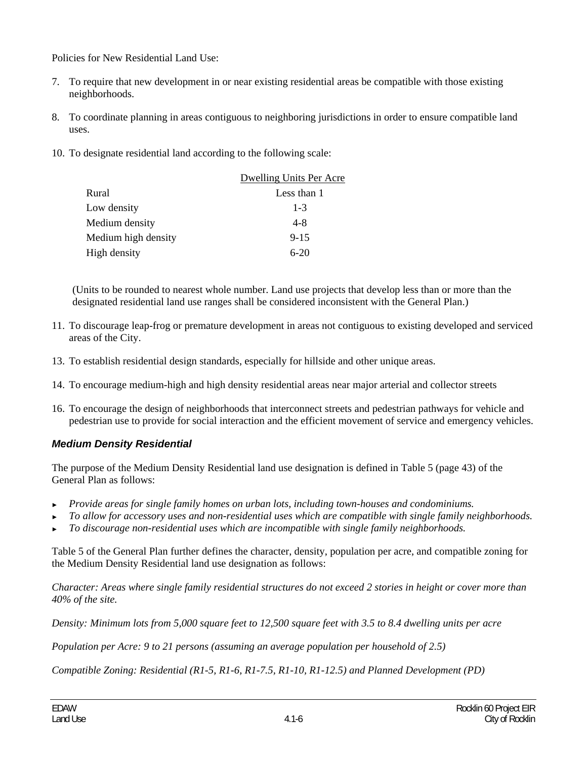Policies for New Residential Land Use:

7. To require that new development in or near existing residential areas be compatible with those existing neighborhoods.

8. To coordinate planning in areas contiguous to neighboring jurisdictions in order to ensure compatible land uses.

10. To designate residential land according to the following scale:

| | Dwelling Units Per Acre |
|---|---|
| Rural | Less than 1 |
| Low density | 1-3 |
| Medium density | 4-8 |
| Medium high density | 9-15 |
| High density | 6-20 |

(Units to be rounded to nearest whole number. Land use projects that develop less than or more than the designated residential land use ranges shall be considered inconsistent with the General Plan.)

11. To discourage leap-frog or premature development in areas not contiguous to existing developed and serviced areas of the City.

13. To establish residential design standards, especially for hillside and other unique areas.

14. To encourage medium-high and high density residential areas near major arterial and collector streets

16. To encourage the design of neighborhoods that interconnect streets and pedestrian pathways for vehicle and pedestrian use to provide for social interaction and the efficient movement of service and emergency vehicles.

### *Medium Density Residential*

The purpose of the Medium Density Residential land use designation is defined in Table 5 (page 43) of the General Plan as follows:

- *Provide areas for single family homes on urban lots, including town-houses and condominiums.*
- *To allow for accessory uses and non-residential uses which are compatible with single family neighborhoods.*
- *To discourage non-residential uses which are incompatible with single family neighborhoods.*

Table 5 of the General Plan further defines the character, density, population per acre, and compatible zoning for the Medium Density Residential land use designation as follows:

*Character: Areas where single family residential structures do not exceed 2 stories in height or cover more than 40% of the site.*

*Density: Minimum lots from 5,000 square feet to 12,500 square feet with 3.5 to 8.4 dwelling units per acre*

*Population per Acre: 9 to 21 persons (assuming an average population per household of 2.5)*

*Compatible Zoning: Residential (R1-5, R1-6, R1-7.5, R1-10, R1-12.5) and Planned Development (PD)*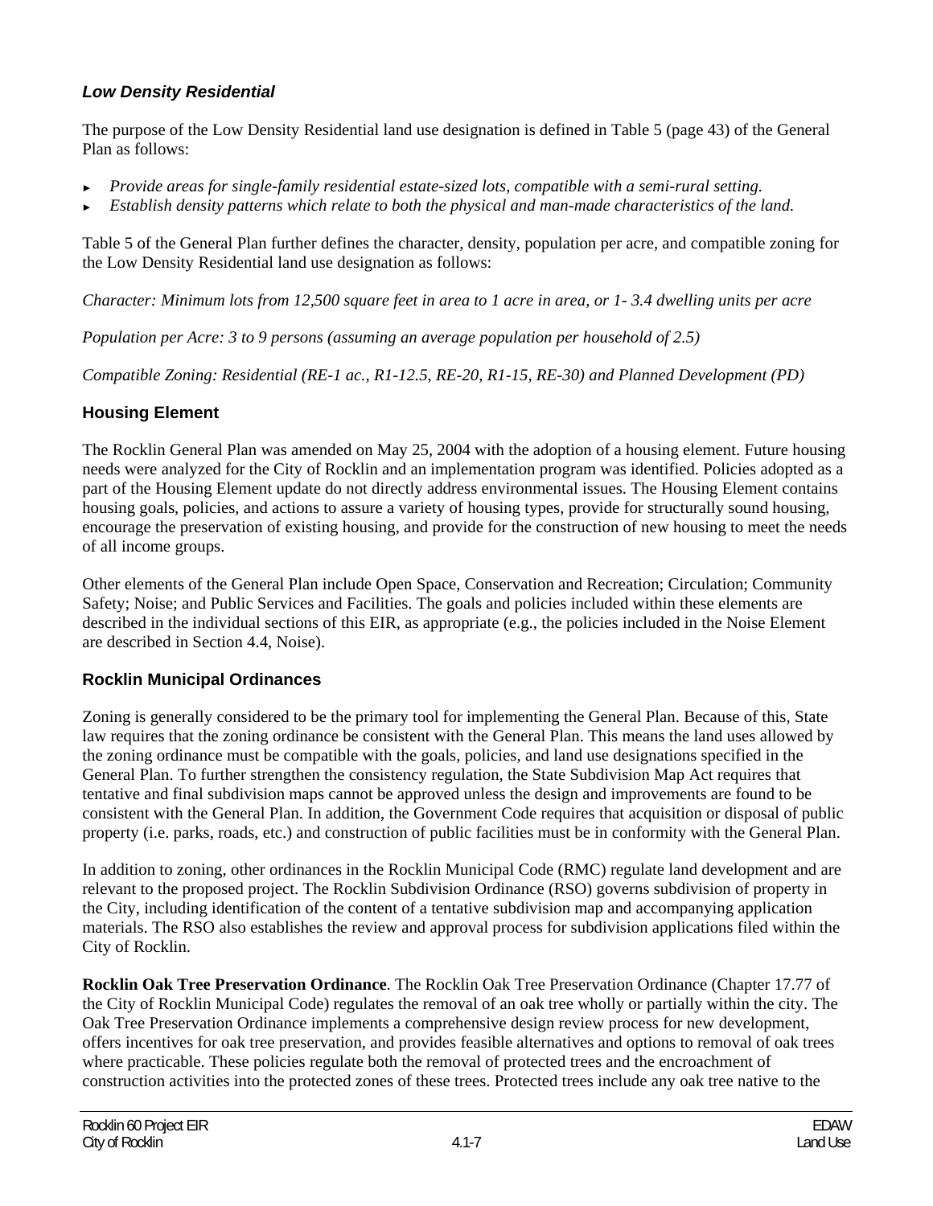### *Low Density Residential*

The purpose of the Low Density Residential land use designation is defined in Table 5 (page 43) of the General Plan as follows:

- *Provide areas for single-family residential estate-sized lots, compatible with a semi-rural setting.*
- *Establish density patterns which relate to both the physical and man-made characteristics of the land.*

Table 5 of the General Plan further defines the character, density, population per acre, and compatible zoning for the Low Density Residential land use designation as follows:

*Character: Minimum lots from 12,500 square feet in area to 1 acre in area, or 1- 3.4 dwelling units per acre*

*Population per Acre: 3 to 9 persons (assuming an average population per household of 2.5)*

*Compatible Zoning: Residential (RE-1 ac., R1-12.5, RE-20, R1-15, RE-30) and Planned Development (PD)*

### Housing Element

The Rocklin General Plan was amended on May 25, 2004 with the adoption of a housing element. Future housing needs were analyzed for the City of Rocklin and an implementation program was identified. Policies adopted as a part of the Housing Element update do not directly address environmental issues. The Housing Element contains housing goals, policies, and actions to assure a variety of housing types, provide for structurally sound housing, encourage the preservation of existing housing, and provide for the construction of new housing to meet the needs of all income groups.

Other elements of the General Plan include Open Space, Conservation and Recreation; Circulation; Community Safety; Noise; and Public Services and Facilities. The goals and policies included within these elements are described in the individual sections of this EIR, as appropriate (e.g., the policies included in the Noise Element are described in Section 4.4, Noise).

### Rocklin Municipal Ordinances

Zoning is generally considered to be the primary tool for implementing the General Plan. Because of this, State law requires that the zoning ordinance be consistent with the General Plan. This means the land uses allowed by the zoning ordinance must be compatible with the goals, policies, and land use designations specified in the General Plan. To further strengthen the consistency regulation, the State Subdivision Map Act requires that tentative and final subdivision maps cannot be approved unless the design and improvements are found to be consistent with the General Plan. In addition, the Government Code requires that acquisition or disposal of public property (i.e. parks, roads, etc.) and construction of public facilities must be in conformity with the General Plan.

In addition to zoning, other ordinances in the Rocklin Municipal Code (RMC) regulate land development and are relevant to the proposed project. The Rocklin Subdivision Ordinance (RSO) governs subdivision of property in the City, including identification of the content of a tentative subdivision map and accompanying application materials. The RSO also establishes the review and approval process for subdivision applications filed within the City of Rocklin.

**Rocklin Oak Tree Preservation Ordinance**. The Rocklin Oak Tree Preservation Ordinance (Chapter 17.77 of the City of Rocklin Municipal Code) regulates the removal of an oak tree wholly or partially within the city. The Oak Tree Preservation Ordinance implements a comprehensive design review process for new development, offers incentives for oak tree preservation, and provides feasible alternatives and options to removal of oak trees where practicable. These policies regulate both the removal of protected trees and the encroachment of construction activities into the protected zones of these trees. Protected trees include any oak tree native to the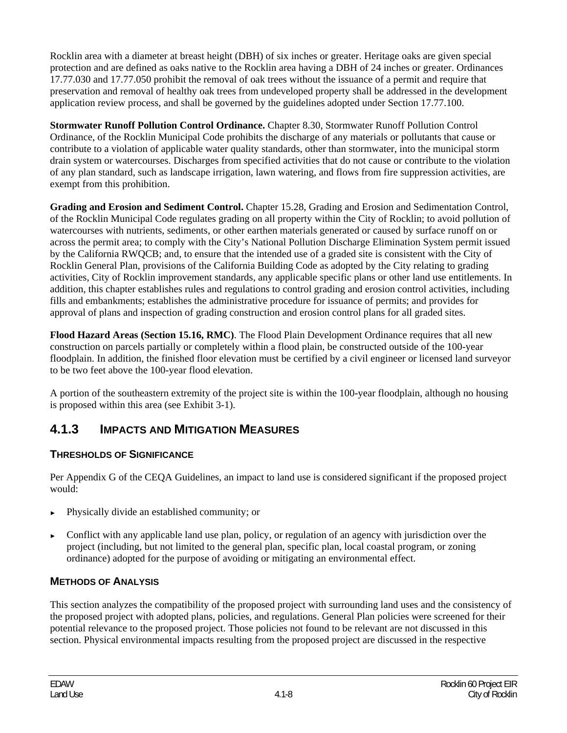Rocklin area with a diameter at breast height (DBH) of six inches or greater. Heritage oaks are given special protection and are defined as oaks native to the Rocklin area having a DBH of 24 inches or greater. Ordinances 17.77.030 and 17.77.050 prohibit the removal of oak trees without the issuance of a permit and require that preservation and removal of healthy oak trees from undeveloped property shall be addressed in the development application review process, and shall be governed by the guidelines adopted under Section 17.77.100.

**Stormwater Runoff Pollution Control Ordinance.** Chapter 8.30, Stormwater Runoff Pollution Control Ordinance, of the Rocklin Municipal Code prohibits the discharge of any materials or pollutants that cause or contribute to a violation of applicable water quality standards, other than stormwater, into the municipal storm drain system or watercourses. Discharges from specified activities that do not cause or contribute to the violation of any plan standard, such as landscape irrigation, lawn watering, and flows from fire suppression activities, are exempt from this prohibition.

**Grading and Erosion and Sediment Control.** Chapter 15.28, Grading and Erosion and Sedimentation Control, of the Rocklin Municipal Code regulates grading on all property within the City of Rocklin; to avoid pollution of watercourses with nutrients, sediments, or other earthen materials generated or caused by surface runoff on or across the permit area; to comply with the City's National Pollution Discharge Elimination System permit issued by the California RWQCB; and, to ensure that the intended use of a graded site is consistent with the City of Rocklin General Plan, provisions of the California Building Code as adopted by the City relating to grading activities, City of Rocklin improvement standards, any applicable specific plans or other land use entitlements. In addition, this chapter establishes rules and regulations to control grading and erosion control activities, including fills and embankments; establishes the administrative procedure for issuance of permits; and provides for approval of plans and inspection of grading construction and erosion control plans for all graded sites.

**Flood Hazard Areas (Section 15.16, RMC)**. The Flood Plain Development Ordinance requires that all new construction on parcels partially or completely within a flood plain, be constructed outside of the 100-year floodplain. In addition, the finished floor elevation must be certified by a civil engineer or licensed land surveyor to be two feet above the 100-year flood elevation.

A portion of the southeastern extremity of the project site is within the 100-year floodplain, although no housing is proposed within this area (see Exhibit 3-1).

## 4.1.3 IMPACTS AND MITIGATION MEASURES

### THRESHOLDS OF SIGNIFICANCE

Per Appendix G of the CEQA Guidelines, an impact to land use is considered significant if the proposed project would:

- Physically divide an established community; or
- Conflict with any applicable land use plan, policy, or regulation of an agency with jurisdiction over the project (including, but not limited to the general plan, specific plan, local coastal program, or zoning ordinance) adopted for the purpose of avoiding or mitigating an environmental effect.

### METHODS OF ANALYSIS

This section analyzes the compatibility of the proposed project with surrounding land uses and the consistency of the proposed project with adopted plans, policies, and regulations. General Plan policies were screened for their potential relevance to the proposed project. Those policies not found to be relevant are not discussed in this section. Physical environmental impacts resulting from the proposed project are discussed in the respective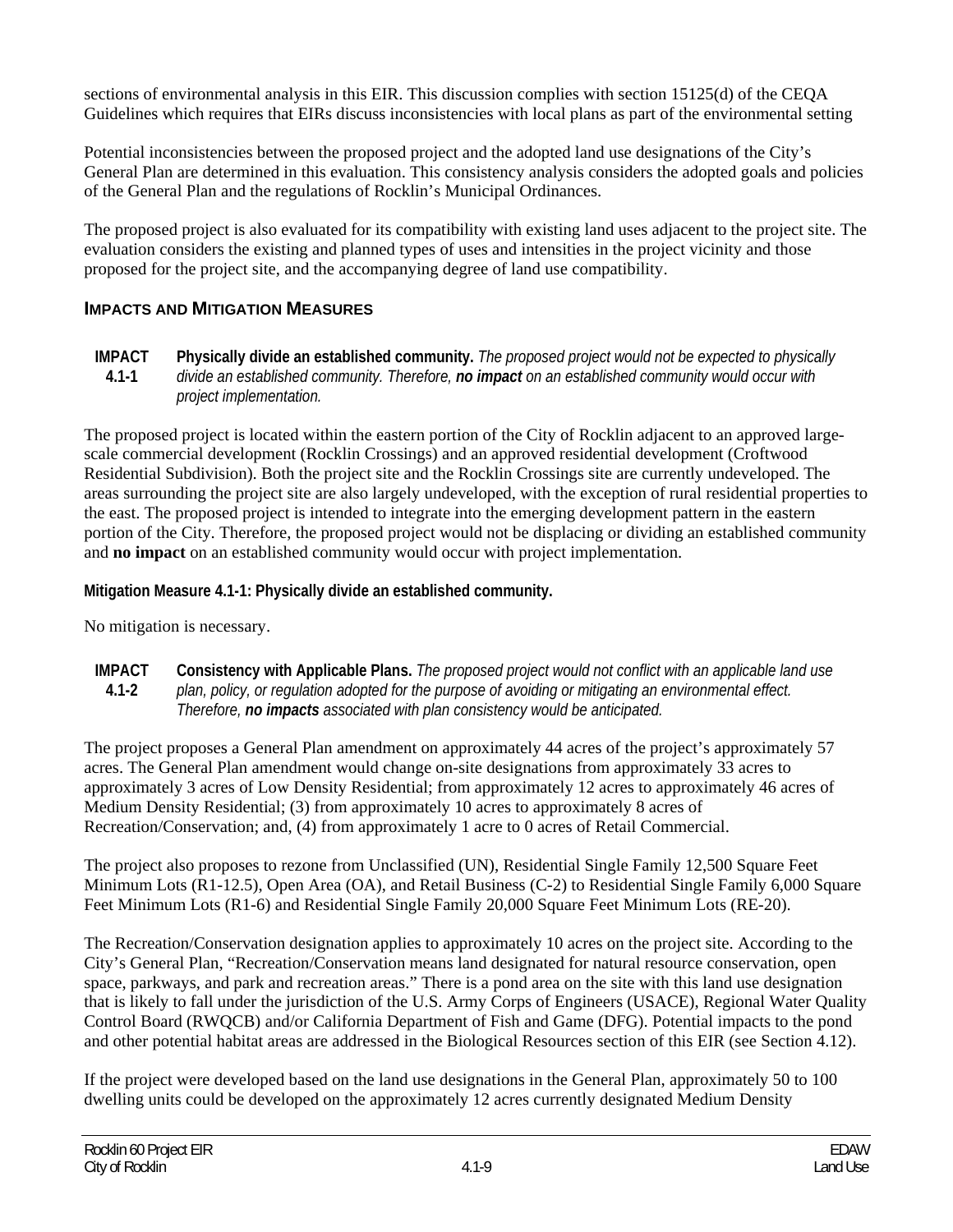sections of environmental analysis in this EIR. This discussion complies with section 15125(d) of the CEQA Guidelines which requires that EIRs discuss inconsistencies with local plans as part of the environmental setting

Potential inconsistencies between the proposed project and the adopted land use designations of the City's General Plan are determined in this evaluation. This consistency analysis considers the adopted goals and policies of the General Plan and the regulations of Rocklin's Municipal Ordinances.

The proposed project is also evaluated for its compatibility with existing land uses adjacent to the project site. The evaluation considers the existing and planned types of uses and intensities in the project vicinity and those proposed for the project site, and the accompanying degree of land use compatibility.

## IMPACTS AND MITIGATION MEASURES

**IMPACT 4.1-1** **Physically divide an established community.** *The proposed project would not be expected to physically divide an established community. Therefore,* ***no impact*** *on an established community would occur with project implementation.*

The proposed project is located within the eastern portion of the City of Rocklin adjacent to an approved large-scale commercial development (Rocklin Crossings) and an approved residential development (Croftwood Residential Subdivision). Both the project site and the Rocklin Crossings site are currently undeveloped. The areas surrounding the project site are also largely undeveloped, with the exception of rural residential properties to the east. The proposed project is intended to integrate into the emerging development pattern in the eastern portion of the City. Therefore, the proposed project would not be displacing or dividing an established community and **no impact** on an established community would occur with project implementation.

**Mitigation Measure 4.1-1: Physically divide an established community.**

No mitigation is necessary.

**IMPACT 4.1-2** **Consistency with Applicable Plans.** *The proposed project would not conflict with an applicable land use plan, policy, or regulation adopted for the purpose of avoiding or mitigating an environmental effect. Therefore,* ***no impacts*** *associated with plan consistency would be anticipated.*

The project proposes a General Plan amendment on approximately 44 acres of the project's approximately 57 acres. The General Plan amendment would change on-site designations from approximately 33 acres to approximately 3 acres of Low Density Residential; from approximately 12 acres to approximately 46 acres of Medium Density Residential; (3) from approximately 10 acres to approximately 8 acres of Recreation/Conservation; and, (4) from approximately 1 acre to 0 acres of Retail Commercial.

The project also proposes to rezone from Unclassified (UN), Residential Single Family 12,500 Square Feet Minimum Lots (R1-12.5), Open Area (OA), and Retail Business (C-2) to Residential Single Family 6,000 Square Feet Minimum Lots (R1-6) and Residential Single Family 20,000 Square Feet Minimum Lots (RE-20).

The Recreation/Conservation designation applies to approximately 10 acres on the project site. According to the City's General Plan, "Recreation/Conservation means land designated for natural resource conservation, open space, parkways, and park and recreation areas." There is a pond area on the site with this land use designation that is likely to fall under the jurisdiction of the U.S. Army Corps of Engineers (USACE), Regional Water Quality Control Board (RWQCB) and/or California Department of Fish and Game (DFG). Potential impacts to the pond and other potential habitat areas are addressed in the Biological Resources section of this EIR (see Section 4.12).

If the project were developed based on the land use designations in the General Plan, approximately 50 to 100 dwelling units could be developed on the approximately 12 acres currently designated Medium Density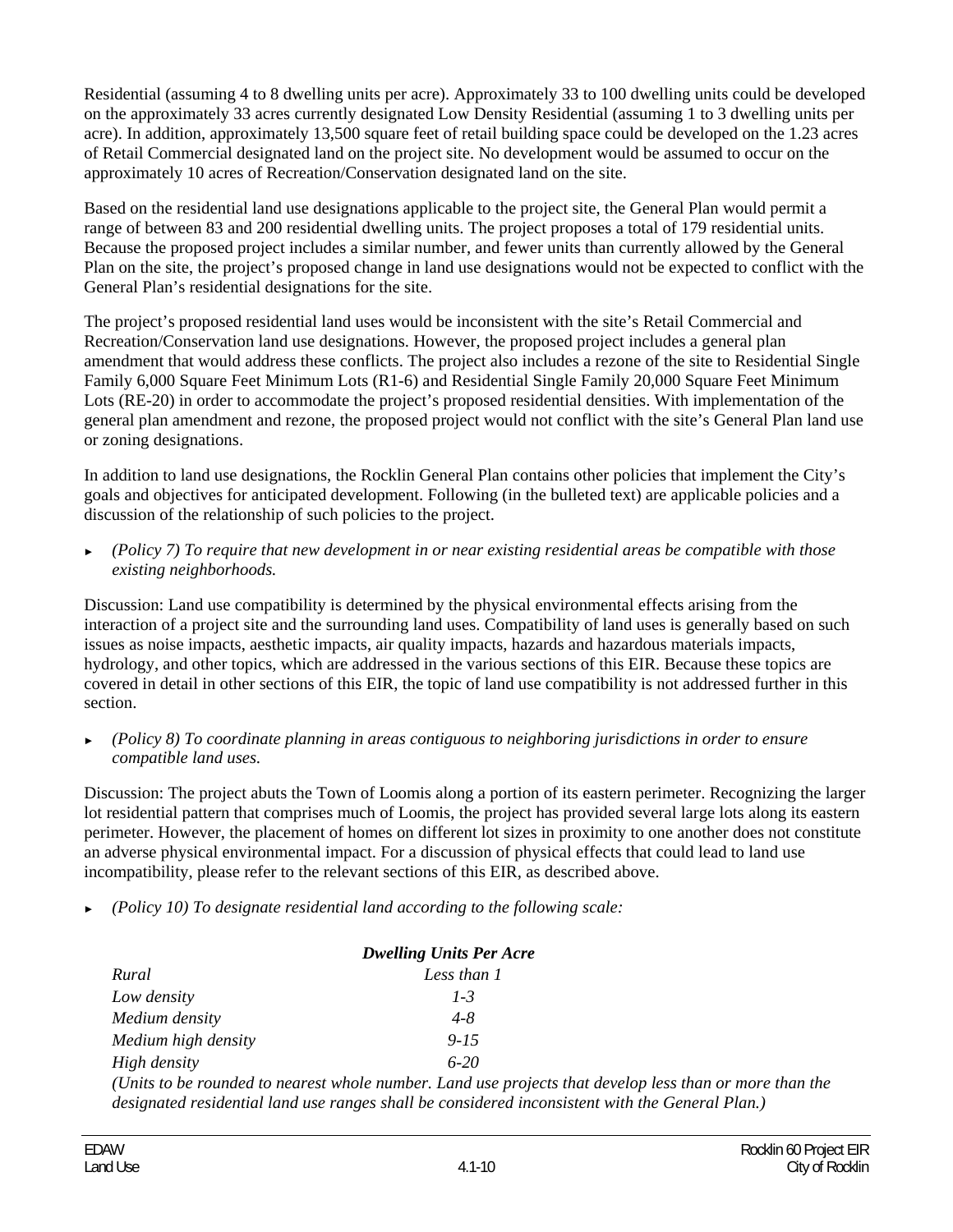Residential (assuming 4 to 8 dwelling units per acre). Approximately 33 to 100 dwelling units could be developed on the approximately 33 acres currently designated Low Density Residential (assuming 1 to 3 dwelling units per acre). In addition, approximately 13,500 square feet of retail building space could be developed on the 1.23 acres of Retail Commercial designated land on the project site. No development would be assumed to occur on the approximately 10 acres of Recreation/Conservation designated land on the site.

Based on the residential land use designations applicable to the project site, the General Plan would permit a range of between 83 and 200 residential dwelling units. The project proposes a total of 179 residential units. Because the proposed project includes a similar number, and fewer units than currently allowed by the General Plan on the site, the project's proposed change in land use designations would not be expected to conflict with the General Plan's residential designations for the site.

The project's proposed residential land uses would be inconsistent with the site's Retail Commercial and Recreation/Conservation land use designations. However, the proposed project includes a general plan amendment that would address these conflicts. The project also includes a rezone of the site to Residential Single Family 6,000 Square Feet Minimum Lots (R1-6) and Residential Single Family 20,000 Square Feet Minimum Lots (RE-20) in order to accommodate the project's proposed residential densities. With implementation of the general plan amendment and rezone, the proposed project would not conflict with the site's General Plan land use or zoning designations.

In addition to land use designations, the Rocklin General Plan contains other policies that implement the City's goals and objectives for anticipated development. Following (in the bulleted text) are applicable policies and a discussion of the relationship of such policies to the project.

- *(Policy 7) To require that new development in or near existing residential areas be compatible with those existing neighborhoods.*

Discussion: Land use compatibility is determined by the physical environmental effects arising from the interaction of a project site and the surrounding land uses. Compatibility of land uses is generally based on such issues as noise impacts, aesthetic impacts, air quality impacts, hazards and hazardous materials impacts, hydrology, and other topics, which are addressed in the various sections of this EIR. Because these topics are covered in detail in other sections of this EIR, the topic of land use compatibility is not addressed further in this section.

- *(Policy 8) To coordinate planning in areas contiguous to neighboring jurisdictions in order to ensure compatible land uses.*

Discussion: The project abuts the Town of Loomis along a portion of its eastern perimeter. Recognizing the larger lot residential pattern that comprises much of Loomis, the project has provided several large lots along its eastern perimeter. However, the placement of homes on different lot sizes in proximity to one another does not constitute an adverse physical environmental impact. For a discussion of physical effects that could lead to land use incompatibility, please refer to the relevant sections of this EIR, as described above.

- *(Policy 10) To designate residential land according to the following scale:*

| | ***Dwelling Units Per Acre*** |
|---|---|
| *Rural* | *Less than 1* |
| *Low density* | *1-3* |
| *Medium density* | *4-8* |
| *Medium high density* | *9-15* |
| *High density* | *6-20* |

*(Units to be rounded to nearest whole number. Land use projects that develop less than or more than the designated residential land use ranges shall be considered inconsistent with the General Plan.)*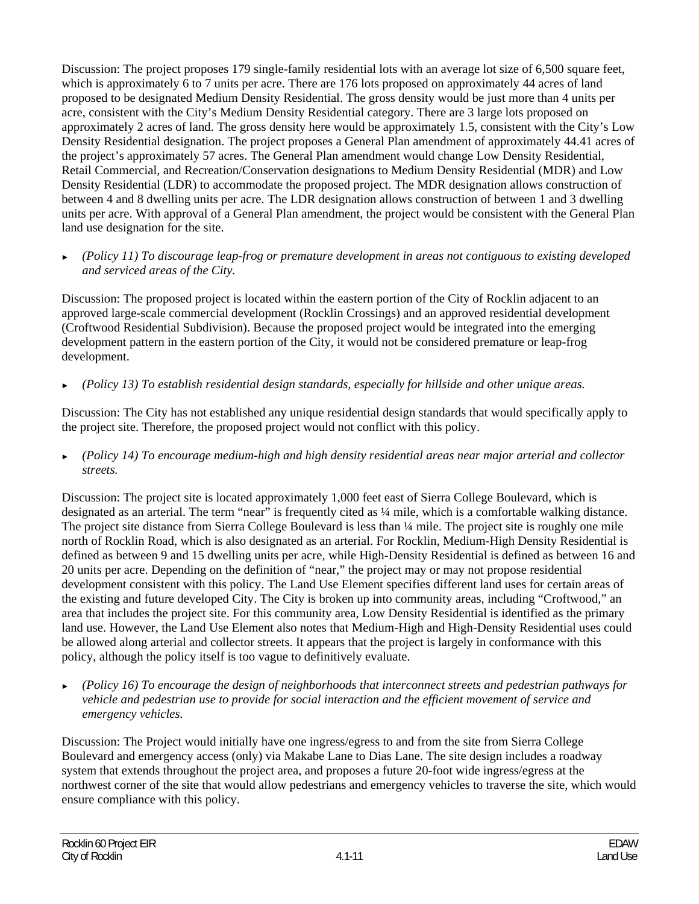Discussion: The project proposes 179 single-family residential lots with an average lot size of 6,500 square feet, which is approximately 6 to 7 units per acre. There are 176 lots proposed on approximately 44 acres of land proposed to be designated Medium Density Residential. The gross density would be just more than 4 units per acre, consistent with the City's Medium Density Residential category. There are 3 large lots proposed on approximately 2 acres of land. The gross density here would be approximately 1.5, consistent with the City's Low Density Residential designation. The project proposes a General Plan amendment of approximately 44.41 acres of the project's approximately 57 acres. The General Plan amendment would change Low Density Residential, Retail Commercial, and Recreation/Conservation designations to Medium Density Residential (MDR) and Low Density Residential (LDR) to accommodate the proposed project. The MDR designation allows construction of between 4 and 8 dwelling units per acre. The LDR designation allows construction of between 1 and 3 dwelling units per acre. With approval of a General Plan amendment, the project would be consistent with the General Plan land use designation for the site.

- *(Policy 11) To discourage leap-frog or premature development in areas not contiguous to existing developed and serviced areas of the City.*

Discussion: The proposed project is located within the eastern portion of the City of Rocklin adjacent to an approved large-scale commercial development (Rocklin Crossings) and an approved residential development (Croftwood Residential Subdivision). Because the proposed project would be integrated into the emerging development pattern in the eastern portion of the City, it would not be considered premature or leap-frog development.

- *(Policy 13) To establish residential design standards, especially for hillside and other unique areas.*

Discussion: The City has not established any unique residential design standards that would specifically apply to the project site. Therefore, the proposed project would not conflict with this policy.

- *(Policy 14) To encourage medium-high and high density residential areas near major arterial and collector streets.*

Discussion: The project site is located approximately 1,000 feet east of Sierra College Boulevard, which is designated as an arterial. The term "near" is frequently cited as ¼ mile, which is a comfortable walking distance. The project site distance from Sierra College Boulevard is less than ¼ mile. The project site is roughly one mile north of Rocklin Road, which is also designated as an arterial. For Rocklin, Medium-High Density Residential is defined as between 9 and 15 dwelling units per acre, while High-Density Residential is defined as between 16 and 20 units per acre. Depending on the definition of "near," the project may or may not propose residential development consistent with this policy. The Land Use Element specifies different land uses for certain areas of the existing and future developed City. The City is broken up into community areas, including "Croftwood," an area that includes the project site. For this community area, Low Density Residential is identified as the primary land use. However, the Land Use Element also notes that Medium-High and High-Density Residential uses could be allowed along arterial and collector streets. It appears that the project is largely in conformance with this policy, although the policy itself is too vague to definitively evaluate.

- *(Policy 16) To encourage the design of neighborhoods that interconnect streets and pedestrian pathways for vehicle and pedestrian use to provide for social interaction and the efficient movement of service and emergency vehicles.*

Discussion: The Project would initially have one ingress/egress to and from the site from Sierra College Boulevard and emergency access (only) via Makabe Lane to Dias Lane. The site design includes a roadway system that extends throughout the project area, and proposes a future 20-foot wide ingress/egress at the northwest corner of the site that would allow pedestrians and emergency vehicles to traverse the site, which would ensure compliance with this policy.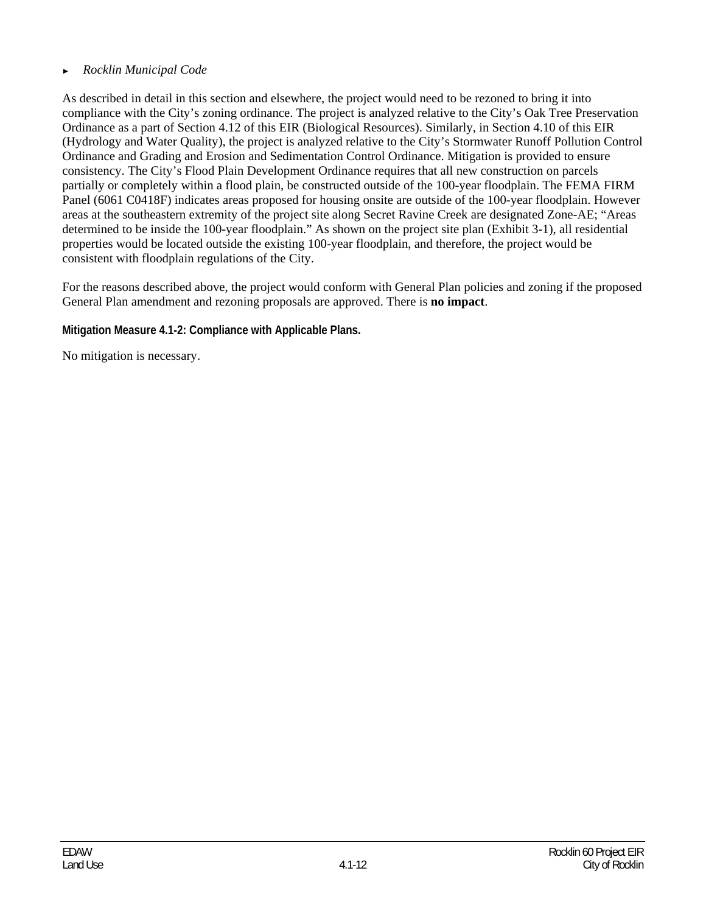► *Rocklin Municipal Code*

As described in detail in this section and elsewhere, the project would need to be rezoned to bring it into compliance with the City's zoning ordinance. The project is analyzed relative to the City's Oak Tree Preservation Ordinance as a part of Section 4.12 of this EIR (Biological Resources). Similarly, in Section 4.10 of this EIR (Hydrology and Water Quality), the project is analyzed relative to the City's Stormwater Runoff Pollution Control Ordinance and Grading and Erosion and Sedimentation Control Ordinance. Mitigation is provided to ensure consistency. The City's Flood Plain Development Ordinance requires that all new construction on parcels partially or completely within a flood plain, be constructed outside of the 100-year floodplain. The FEMA FIRM Panel (6061 C0418F) indicates areas proposed for housing onsite are outside of the 100-year floodplain. However areas at the southeastern extremity of the project site along Secret Ravine Creek are designated Zone-AE; "Areas determined to be inside the 100-year floodplain." As shown on the project site plan (Exhibit 3-1), all residential properties would be located outside the existing 100-year floodplain, and therefore, the project would be consistent with floodplain regulations of the City.

For the reasons described above, the project would conform with General Plan policies and zoning if the proposed General Plan amendment and rezoning proposals are approved. There is **no impact**.

**Mitigation Measure 4.1-2: Compliance with Applicable Plans.**

No mitigation is necessary.